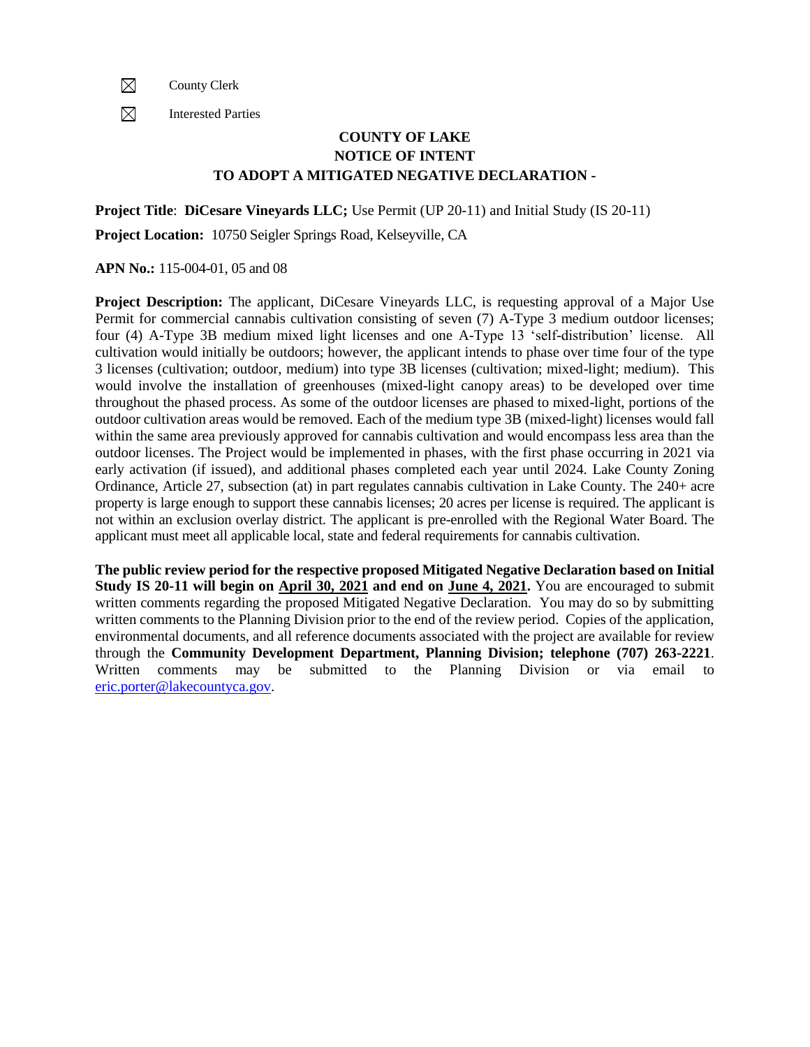☒ County Clerk

☒ Interested Parties

# COUNTY OF LAKE
## NOTICE OF INTENT
## TO ADOPT A MITIGATED NEGATIVE DECLARATION -

**Project Title**: **DiCesare Vineyards LLC;** Use Permit (UP 20-11) and Initial Study (IS 20-11)

**Project Location:** 10750 Seigler Springs Road, Kelseyville, CA

**APN No.:** 115-004-01, 05 and 08

**Project Description:** The applicant, DiCesare Vineyards LLC, is requesting approval of a Major Use Permit for commercial cannabis cultivation consisting of seven (7) A-Type 3 medium outdoor licenses; four (4) A-Type 3B medium mixed light licenses and one A-Type 13 'self-distribution' license. All cultivation would initially be outdoors; however, the applicant intends to phase over time four of the type 3 licenses (cultivation; outdoor, medium) into type 3B licenses (cultivation; mixed-light; medium). This would involve the installation of greenhouses (mixed-light canopy areas) to be developed over time throughout the phased process. As some of the outdoor licenses are phased to mixed-light, portions of the outdoor cultivation areas would be removed. Each of the medium type 3B (mixed-light) licenses would fall within the same area previously approved for cannabis cultivation and would encompass less area than the outdoor licenses. The Project would be implemented in phases, with the first phase occurring in 2021 via early activation (if issued), and additional phases completed each year until 2024. Lake County Zoning Ordinance, Article 27, subsection (at) in part regulates cannabis cultivation in Lake County. The 240+ acre property is large enough to support these cannabis licenses; 20 acres per license is required. The applicant is not within an exclusion overlay district. The applicant is pre-enrolled with the Regional Water Board. The applicant must meet all applicable local, state and federal requirements for cannabis cultivation.

**The public review period for the respective proposed Mitigated Negative Declaration based on Initial Study IS 20-11 will begin on <u>April 30, 2021</u> and end on <u>June 4, 2021</u>.** You are encouraged to submit written comments regarding the proposed Mitigated Negative Declaration. You may do so by submitting written comments to the Planning Division prior to the end of the review period. Copies of the application, environmental documents, and all reference documents associated with the project are available for review through the **Community Development Department, Planning Division; telephone (707) 263-2221**. Written comments may be submitted to the Planning Division or via email to eric.porter@lakecountyca.gov.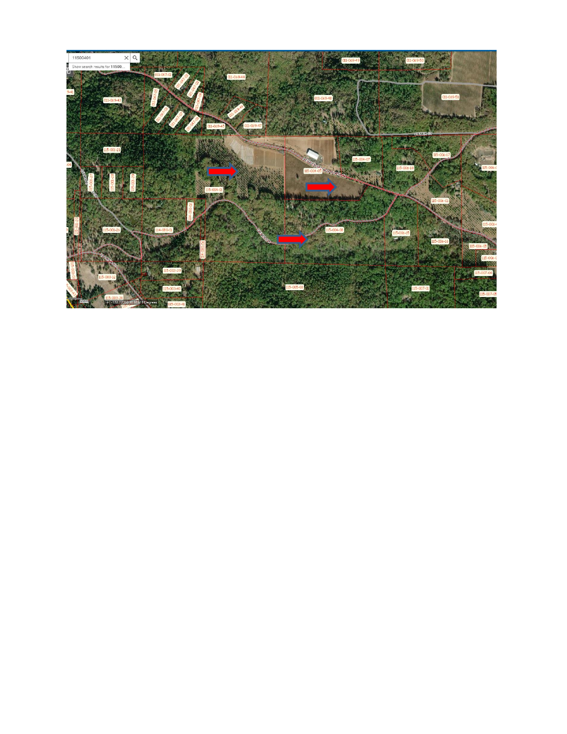11500401

Show search results for 11500...

011-047-01

011-069-44

011-069-49

011-069-50

011-069-43

011-069-48

011-069-51

011-069-46

011-069-45

011-069-47

115-001-21

115-004-07

115-004-05

115-006-17

115-006-18

115-004-01

115-006-01

115-004-08

115-006-15

115-006-16

115-006-05

115-001-26

114-080-01

115-003-39

115-003-12

115-003-40

115-003-34

115-003-41

115-005-03

115-007-01

115-007-04